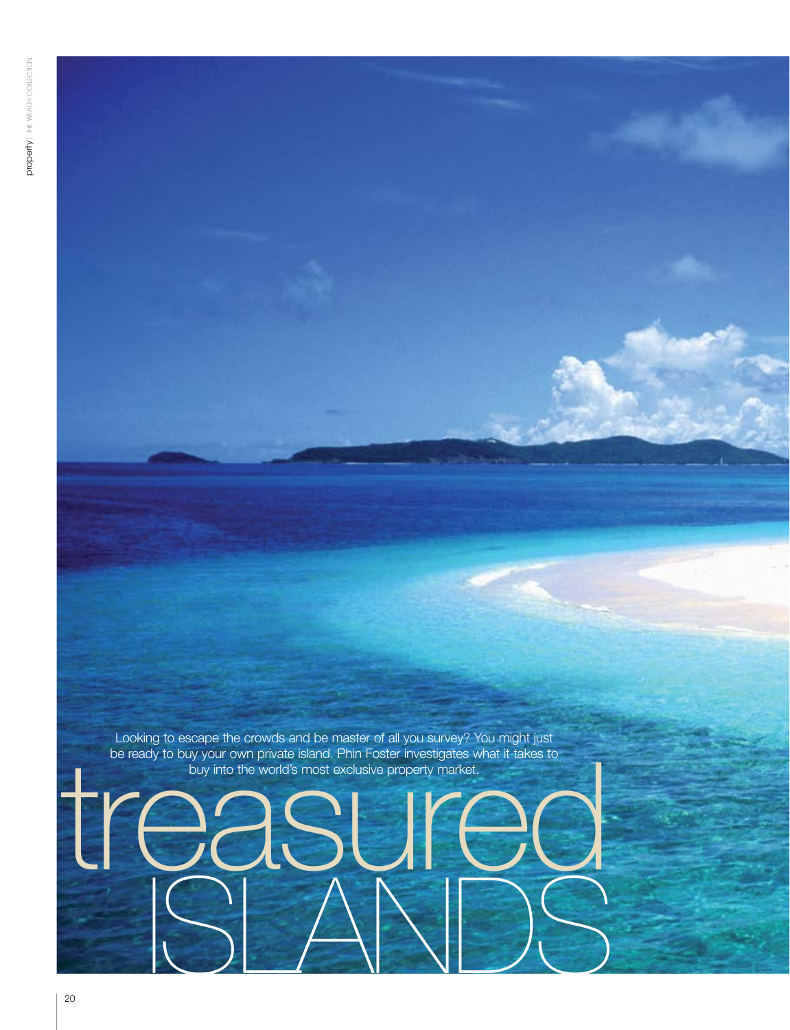# treasured ISLANDS

Looking to escape the crowds and be master of all you survey? You might just be ready to buy your own private island. Phin Foster investigates what it takes to buy into the world's most exclusive property market.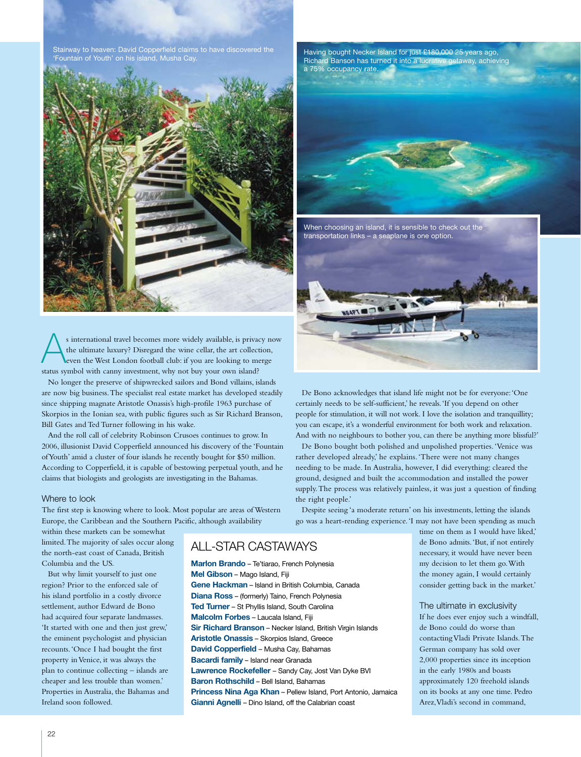Stairway to heaven: David Copperfield claims to have discovered the 'Fountain of Youth' on his island, Musha Cay.

Having bought Necker Island for just £180,000 25 years ago, Richard Banson has turned it into a lucrative getaway, achieving a 75% occupancy rate.

When choosing an island, it is sensible to check out the transportation links – a seaplane is one option.

As international travel becomes more widely available, is privacy now the ultimate luxury? Disregard the wine cellar, the art collection, even the West London football club: if you are looking to merge status symbol with canny investment, why not buy your own island?

No longer the preserve of shipwrecked sailors and Bond villains, islands are now big business. The specialist real estate market has developed steadily since shipping magnate Aristotle Onassis's high-profile 1963 purchase of Skorpios in the Ionian sea, with public figures such as Sir Richard Branson, Bill Gates and Ted Turner following in his wake.

And the roll call of celebrity Robinson Crusoes continues to grow. In 2006, illusionist David Copperfield announced his discovery of the 'Fountain of Youth' amid a cluster of four islands he recently bought for $50 million. According to Copperfield, it is capable of bestowing perpetual youth, and he claims that biologists and geologists are investigating in the Bahamas.

## Where to look

The first step is knowing where to look. Most popular are areas of Western Europe, the Caribbean and the Southern Pacific, although availability within these markets can be somewhat limited. The majority of sales occur along the north-east coast of Canada, British Columbia and the US.

But why limit yourself to just one region? Prior to the enforced sale of his island portfolio in a costly divorce settlement, author Edward de Bono had acquired four separate landmasses. 'It started with one and then just grew,' the eminent psychologist and physician recounts. 'Once I had bought the first property in Venice, it was always the plan to continue collecting – islands are cheaper and less trouble than women.' Properties in Australia, the Bahamas and Ireland soon followed.

## ALL-STAR CASTAWAYS

**Marlon Brando** – Te'tiarao, French Polynesia
**Mel Gibson** – Mago Island, Fiji
**Gene Hackman** – Island in British Columbia, Canada
**Diana Ross** – (formerly) Taino, French Polynesia
**Ted Turner** – St Phyllis Island, South Carolina
**Malcolm Forbes** – Laucala Island, Fiji
**Sir Richard Branson** – Necker Island, British Virgin Islands
**Aristotle Onassis** – Skorpios Island, Greece
**David Copperfield** – Musha Cay, Bahamas
**Bacardi family** – Island near Granada
**Lawrence Rockefeller** – Sandy Cay, Jost Van Dyke BVI
**Baron Rothschild** – Bell Island, Bahamas
**Princess Nina Aga Khan** – Pellew Island, Port Antonio, Jamaica
**Gianni Agnelli** – Dino Island, off the Calabrian coast

De Bono acknowledges that island life might not be for everyone: 'One certainly needs to be self-sufficient,' he reveals. 'If you depend on other people for stimulation, it will not work. I love the isolation and tranquillity; you can escape, it's a wonderful environment for both work and relaxation. And with no neighbours to bother you, can there be anything more blissful?'

De Bono bought both polished and unpolished properties. 'Venice was rather developed already,' he explains. 'There were not many changes needing to be made. In Australia, however, I did everything: cleared the ground, designed and built the accommodation and installed the power supply. The process was relatively painless, it was just a question of finding the right people.'

Despite seeing 'a moderate return' on his investments, letting the islands go was a heart-rending experience. 'I may not have been spending as much time on them as I would have liked,' de Bono admits. 'But, if not entirely necessary, it would have never been my decision to let them go. With the money again, I would certainly consider getting back in the market.'

## The ultimate in exclusivity

If he does ever enjoy such a windfall, de Bono could do worse than contacting Vladi Private Islands. The German company has sold over 2,000 properties since its inception in the early 1980s and boasts approximately 120 freehold islands on its books at any one time. Pedro Arez, Vladi's second in command,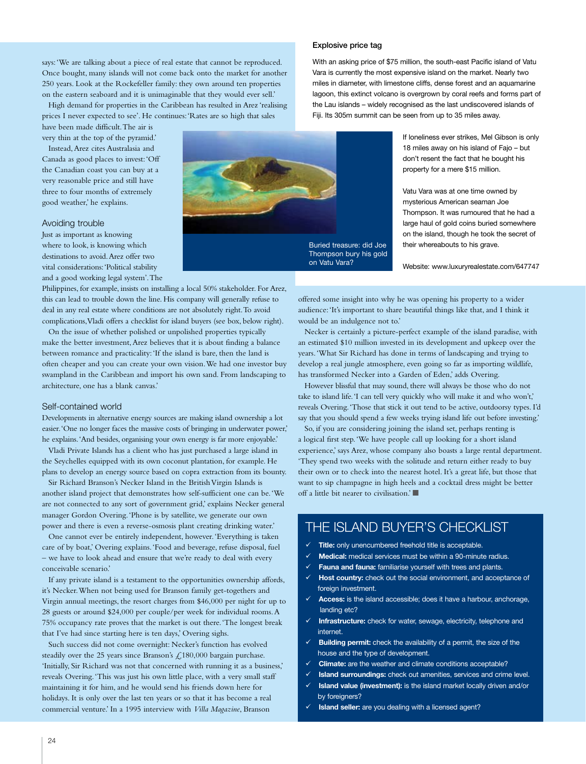says: 'We are talking about a piece of real estate that cannot be reproduced. Once bought, many islands will not come back onto the market for another 250 years. Look at the Rockefeller family: they own around ten properties on the eastern seaboard and it is unimaginable that they would ever sell.'

High demand for properties in the Caribbean has resulted in Arez 'realising prices I never expected to see'. He continues: 'Rates are so high that sales have been made difficult. The air is very thin at the top of the pyramid.'

Instead, Arez cites Australasia and Canada as good places to invest: 'Off the Canadian coast you can buy at a very reasonable price and still have three to four months of extremely good weather,' he explains.

### Avoiding trouble

Just as important as knowing where to look, is knowing which destinations to avoid. Arez offer two vital considerations: 'Political stability and a good working legal system'. The Philippines, for example, insists on installing a local 50% stakeholder. For Arez, this can lead to trouble down the line. His company will generally refuse to deal in any real estate where conditions are not absolutely right. To avoid complications, Vladi offers a checklist for island buyers (see box, below right).

On the issue of whether polished or unpolished properties typically make the better investment, Arez believes that it is about finding a balance between romance and practicality: 'If the island is bare, then the land is often cheaper and you can create your own vision. We had one investor buy swampland in the Caribbean and import his own sand. From landscaping to architecture, one has a blank canvas.'

### Self-contained world

Developments in alternative energy sources are making island ownership a lot easier. 'One no longer faces the massive costs of bringing in underwater power,' he explains. 'And besides, organising your own energy is far more enjoyable.'

Vladi Private Islands has a client who has just purchased a large island in the Seychelles equipped with its own coconut plantation, for example. He plans to develop an energy source based on copra extraction from its bounty.

Sir Richard Branson's Necker Island in the British Virgin Islands is another island project that demonstrates how self-sufficient one can be. 'We are not connected to any sort of government grid,' explains Necker general manager Gordon Overing. 'Phone is by satellite, we generate our own power and there is even a reverse-osmosis plant creating drinking water.'

One cannot ever be entirely independent, however. 'Everything is taken care of by boat,' Overing explains. 'Food and beverage, refuse disposal, fuel – we have to look ahead and ensure that we're ready to deal with every conceivable scenario.'

If any private island is a testament to the opportunities ownership affords, it's Necker. When not being used for Branson family get-togethers and Virgin annual meetings, the resort charges from $46,000 per night for up to 28 guests or around $24,000 per couple/per week for individual rooms. A 75% occupancy rate proves that the market is out there. 'The longest break that I've had since starting here is ten days,' Overing sighs.

Such success did not come overnight: Necker's function has evolved steadily over the 25 years since Branson's £180,000 bargain purchase. 'Initially, Sir Richard was not that concerned with running it as a business,' reveals Overing. 'This was just his own little place, with a very small staff maintaining it for him, and he would send his friends down here for holidays. It is only over the last ten years or so that it has become a real commercial venture.' In a 1995 interview with *Villa Magazine*, Branson offered some insight into why he was opening his property to a wider audience: 'It's important to share beautiful things like that, and I think it would be an indulgence not to.'

Necker is certainly a picture-perfect example of the island paradise, with an estimated $10 million invested in its development and upkeep over the years. 'What Sir Richard has done in terms of landscaping and trying to develop a real jungle atmosphere, even going so far as importing wildlife, has transformed Necker into a Garden of Eden,' adds Overing.

However blissful that may sound, there will always be those who do not take to island life. 'I can tell very quickly who will make it and who won't,' reveals Overing. 'Those that stick it out tend to be active, outdoorsy types. I'd say that you should spend a few weeks trying island life out before investing.'

So, if you are considering joining the island set, perhaps renting is a logical first step. 'We have people call up looking for a short island experience,' says Arez, whose company also boasts a large rental department. 'They spend two weeks with the solitude and return either ready to buy their own or to check into the nearest hotel. It's a great life, but those that want to sip champagne in high heels and a cocktail dress might be better off a little bit nearer to civilisation.' ■

### Explosive price tag

With an asking price of $75 million, the south-east Pacific island of Vatu Vara is currently the most expensive island on the market. Nearly two miles in diameter, with limestone cliffs, dense forest and an aquamarine lagoon, this extinct volcano is overgrown by coral reefs and forms part of the Lau islands – widely recognised as the last undiscovered islands of Fiji. Its 305m summit can be seen from up to 35 miles away.

Buried treasure: did Joe Thompson bury his gold on Vatu Vara?

If loneliness ever strikes, Mel Gibson is only 18 miles away on his island of Fajo – but don't resent the fact that he bought his property for a mere $15 million.

Vatu Vara was at one time owned by mysterious American seaman Joe Thompson. It was rumoured that he had a large haul of gold coins buried somewhere on the island, though he took the secret of their whereabouts to his grave.

Website: www.luxuryrealestate.com/647747

## THE ISLAND BUYER'S CHECKLIST

- ✓ **Title:** only unencumbered freehold title is acceptable.
- ✓ **Medical:** medical services must be within a 90-minute radius.
- ✓ **Fauna and fauna:** familiarise yourself with trees and plants.
- ✓ **Host country:** check out the social environment, and acceptance of foreign investment.
- ✓ **Access:** is the island accessible; does it have a harbour, anchorage, landing etc?
- ✓ **Infrastructure:** check for water, sewage, electricity, telephone and internet.
- ✓ **Building permit:** check the availability of a permit, the size of the house and the type of development.
- ✓ **Climate:** are the weather and climate conditions acceptable?
- ✓ **Island surroundings:** check out amenities, services and crime level.
- ✓ **Island value (investment):** is the island market locally driven and/or by foreigners?
- ✓ **Island seller:** are you dealing with a licensed agent?